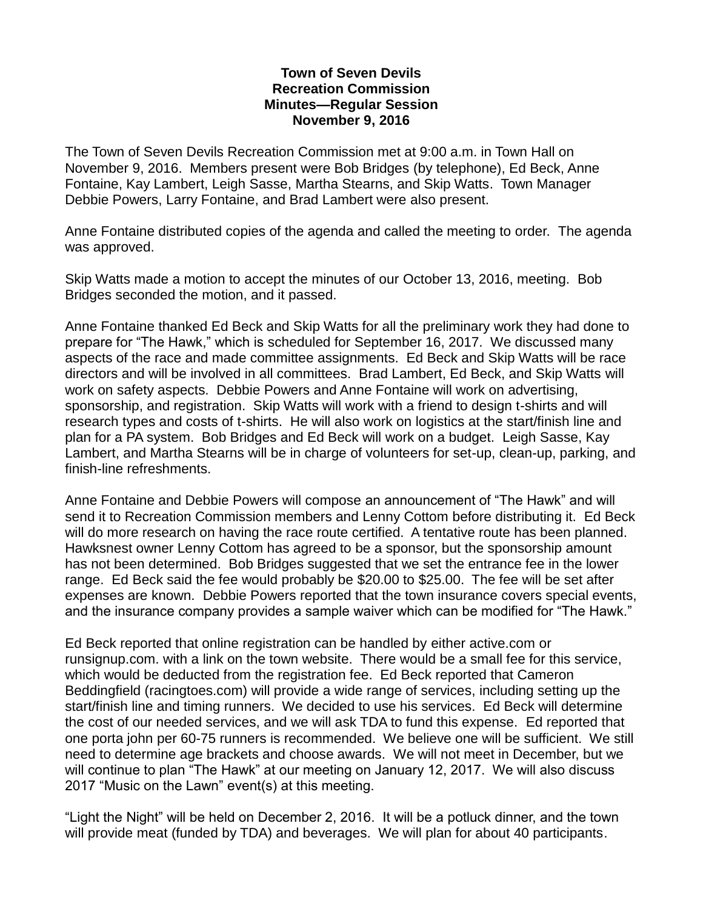**Town of Seven Devils**
**Recreation Commission**
**Minutes—Regular Session**
**November 9, 2016**

The Town of Seven Devils Recreation Commission met at 9:00 a.m. in Town Hall on November 9, 2016. Members present were Bob Bridges (by telephone), Ed Beck, Anne Fontaine, Kay Lambert, Leigh Sasse, Martha Stearns, and Skip Watts. Town Manager Debbie Powers, Larry Fontaine, and Brad Lambert were also present.

Anne Fontaine distributed copies of the agenda and called the meeting to order. The agenda was approved.

Skip Watts made a motion to accept the minutes of our October 13, 2016, meeting. Bob Bridges seconded the motion, and it passed.

Anne Fontaine thanked Ed Beck and Skip Watts for all the preliminary work they had done to prepare for "The Hawk," which is scheduled for September 16, 2017. We discussed many aspects of the race and made committee assignments. Ed Beck and Skip Watts will be race directors and will be involved in all committees. Brad Lambert, Ed Beck, and Skip Watts will work on safety aspects. Debbie Powers and Anne Fontaine will work on advertising, sponsorship, and registration. Skip Watts will work with a friend to design t-shirts and will research types and costs of t-shirts. He will also work on logistics at the start/finish line and plan for a PA system. Bob Bridges and Ed Beck will work on a budget. Leigh Sasse, Kay Lambert, and Martha Stearns will be in charge of volunteers for set-up, clean-up, parking, and finish-line refreshments.

Anne Fontaine and Debbie Powers will compose an announcement of "The Hawk" and will send it to Recreation Commission members and Lenny Cottom before distributing it. Ed Beck will do more research on having the race route certified. A tentative route has been planned. Hawksnest owner Lenny Cottom has agreed to be a sponsor, but the sponsorship amount has not been determined. Bob Bridges suggested that we set the entrance fee in the lower range. Ed Beck said the fee would probably be $20.00 to $25.00. The fee will be set after expenses are known. Debbie Powers reported that the town insurance covers special events, and the insurance company provides a sample waiver which can be modified for "The Hawk."

Ed Beck reported that online registration can be handled by either active.com or runsignup.com. with a link on the town website. There would be a small fee for this service, which would be deducted from the registration fee. Ed Beck reported that Cameron Beddingfield (racingtoes.com) will provide a wide range of services, including setting up the start/finish line and timing runners. We decided to use his services. Ed Beck will determine the cost of our needed services, and we will ask TDA to fund this expense. Ed reported that one porta john per 60-75 runners is recommended. We believe one will be sufficient. We still need to determine age brackets and choose awards. We will not meet in December, but we will continue to plan "The Hawk" at our meeting on January 12, 2017. We will also discuss 2017 "Music on the Lawn" event(s) at this meeting.

"Light the Night" will be held on December 2, 2016. It will be a potluck dinner, and the town will provide meat (funded by TDA) and beverages. We will plan for about 40 participants.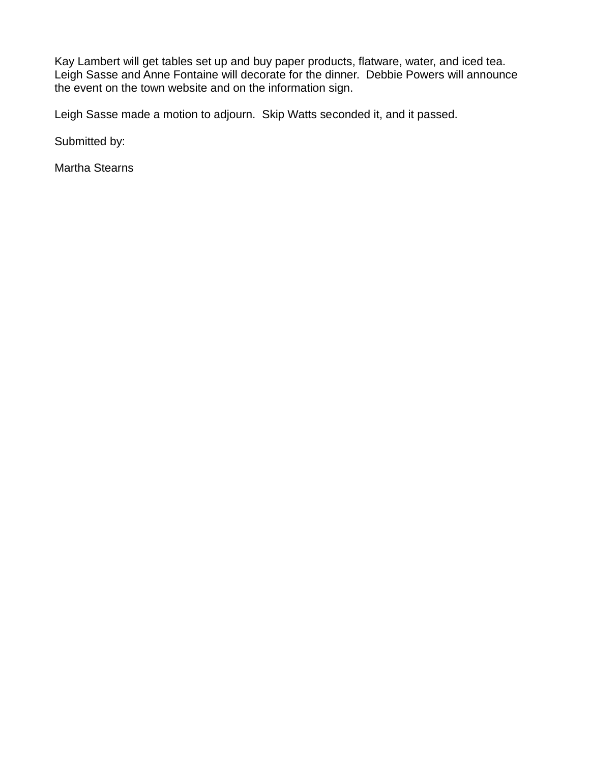Kay Lambert will get tables set up and buy paper products, flatware, water, and iced tea. Leigh Sasse and Anne Fontaine will decorate for the dinner. Debbie Powers will announce the event on the town website and on the information sign.

Leigh Sasse made a motion to adjourn. Skip Watts seconded it, and it passed.

Submitted by:

Martha Stearns